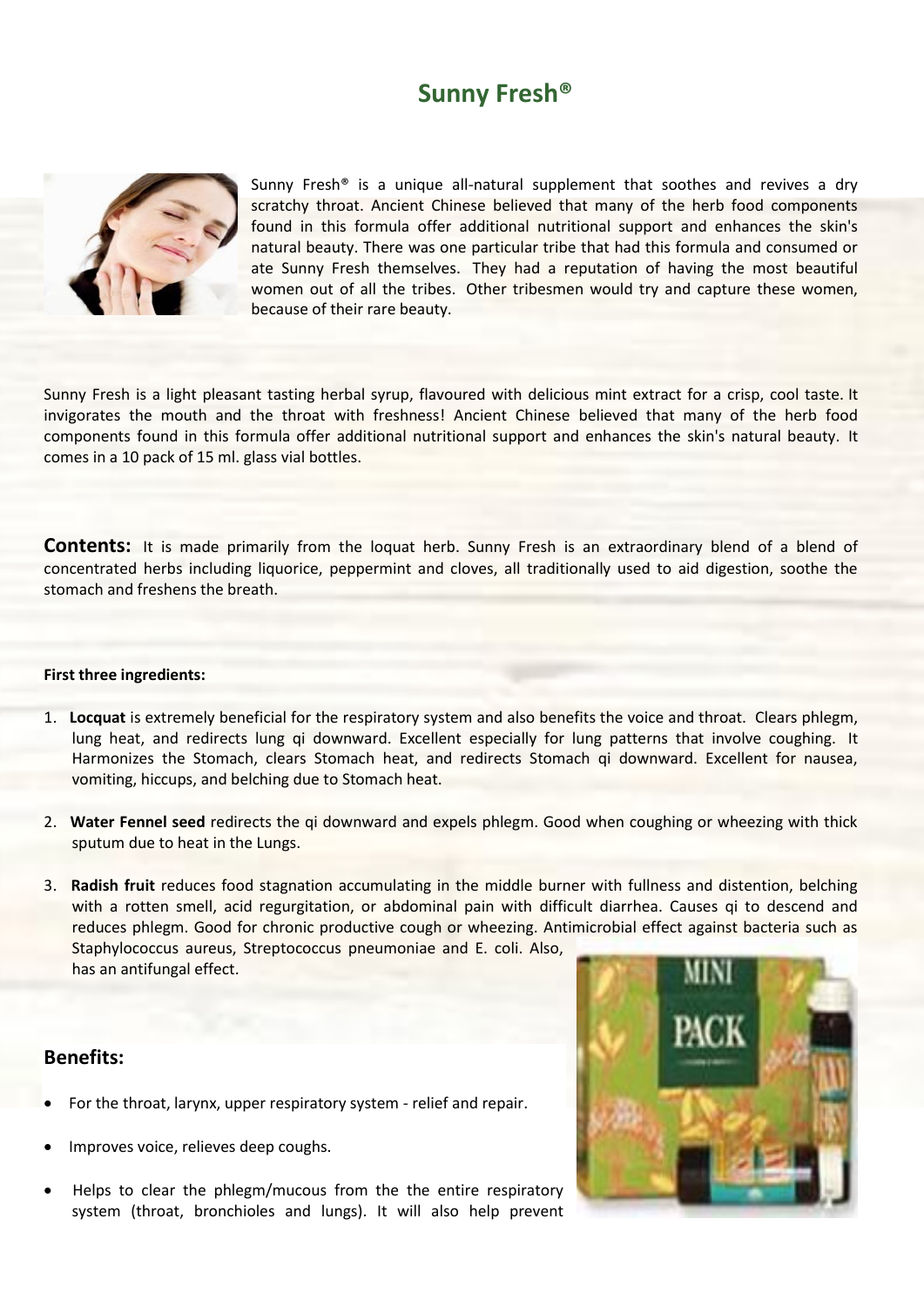# Sunny Fresh®

Sunny Fresh® is a unique all-natural supplement that soothes and revives a dry scratchy throat. Ancient Chinese believed that many of the herb food components found in this formula offer additional nutritional support and enhances the skin's natural beauty. There was one particular tribe that had this formula and consumed or ate Sunny Fresh themselves. They had a reputation of having the most beautiful women out of all the tribes. Other tribesmen would try and capture these women, because of their rare beauty.

Sunny Fresh is a light pleasant tasting herbal syrup, flavoured with delicious mint extract for a crisp, cool taste. It invigorates the mouth and the throat with freshness! Ancient Chinese believed that many of the herb food components found in this formula offer additional nutritional support and enhances the skin's natural beauty. It comes in a 10 pack of 15 ml. glass vial bottles.

**Contents:** It is made primarily from the loquat herb. Sunny Fresh is an extraordinary blend of a blend of concentrated herbs including liquorice, peppermint and cloves, all traditionally used to aid digestion, soothe the stomach and freshens the breath.

**First three ingredients:**

1. **Locquat** is extremely beneficial for the respiratory system and also benefits the voice and throat. Clears phlegm, lung heat, and redirects lung qi downward. Excellent especially for lung patterns that involve coughing. It Harmonizes the Stomach, clears Stomach heat, and redirects Stomach qi downward. Excellent for nausea, vomiting, hiccups, and belching due to Stomach heat.

2. **Water Fennel seed** redirects the qi downward and expels phlegm. Good when coughing or wheezing with thick sputum due to heat in the Lungs.

3. **Radish fruit** reduces food stagnation accumulating in the middle burner with fullness and distention, belching with a rotten smell, acid regurgitation, or abdominal pain with difficult diarrhea. Causes qi to descend and reduces phlegm. Good for chronic productive cough or wheezing. Antimicrobial effect against bacteria such as Staphylococcus aureus, Streptococcus pneumoniae and E. coli. Also, has an antifungal effect.

## Benefits:

- For the throat, larynx, upper respiratory system - relief and repair.
- Improves voice, relieves deep coughs.
- Helps to clear the phlegm/mucous from the the entire respiratory system (throat, bronchioles and lungs). It will also help prevent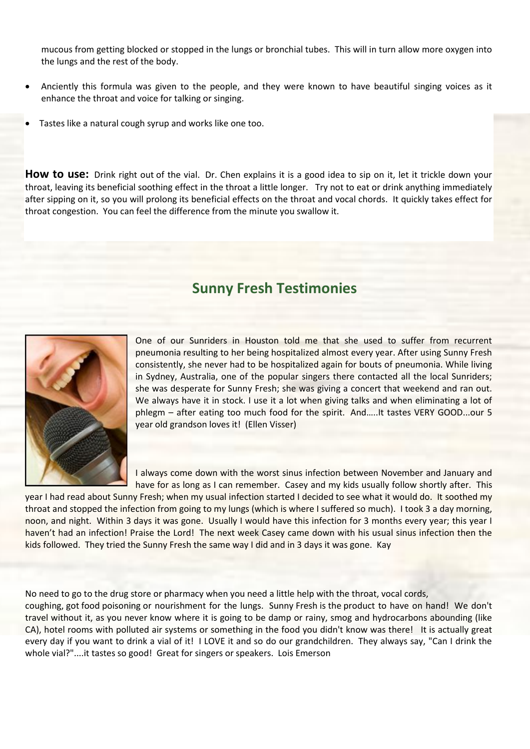mucous from getting blocked or stopped in the lungs or bronchial tubes. This will in turn allow more oxygen into the lungs and the rest of the body.

- Anciently this formula was given to the people, and they were known to have beautiful singing voices as it enhance the throat and voice for talking or singing.
- Tastes like a natural cough syrup and works like one too.

**How to use:** Drink right out of the vial. Dr. Chen explains it is a good idea to sip on it, let it trickle down your throat, leaving its beneficial soothing effect in the throat a little longer. Try not to eat or drink anything immediately after sipping on it, so you will prolong its beneficial effects on the throat and vocal chords. It quickly takes effect for throat congestion. You can feel the difference from the minute you swallow it.

## Sunny Fresh Testimonies

One of our Sunriders in Houston told me that she used to suffer from recurrent pneumonia resulting to her being hospitalized almost every year. After using Sunny Fresh consistently, she never had to be hospitalized again for bouts of pneumonia. While living in Sydney, Australia, one of the popular singers there contacted all the local Sunriders; she was desperate for Sunny Fresh; she was giving a concert that weekend and ran out. We always have it in stock. I use it a lot when giving talks and when eliminating a lot of phlegm – after eating too much food for the spirit. And…..It tastes VERY GOOD...our 5 year old grandson loves it! (Ellen Visser)

I always come down with the worst sinus infection between November and January and have for as long as I can remember. Casey and my kids usually follow shortly after. This year I had read about Sunny Fresh; when my usual infection started I decided to see what it would do. It soothed my throat and stopped the infection from going to my lungs (which is where I suffered so much). I took 3 a day morning, noon, and night. Within 3 days it was gone. Usually I would have this infection for 3 months every year; this year I haven't had an infection! Praise the Lord! The next week Casey came down with his usual sinus infection then the kids followed. They tried the Sunny Fresh the same way I did and in 3 days it was gone. Kay

No need to go to the drug store or pharmacy when you need a little help with the throat, vocal cords, coughing, got food poisoning or nourishment for the lungs. Sunny Fresh is the product to have on hand! We don't travel without it, as you never know where it is going to be damp or rainy, smog and hydrocarbons abounding (like CA), hotel rooms with polluted air systems or something in the food you didn't know was there! It is actually great every day if you want to drink a vial of it! I LOVE it and so do our grandchildren. They always say, "Can I drink the whole vial?"....it tastes so good! Great for singers or speakers. Lois Emerson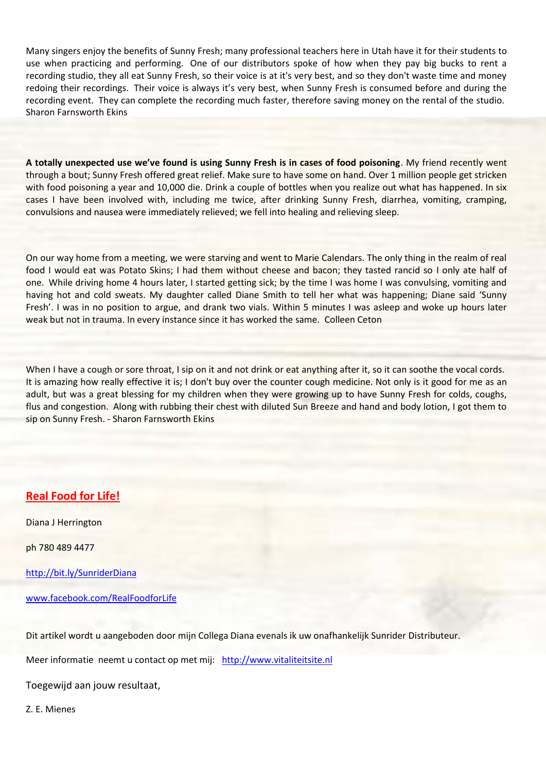Many singers enjoy the benefits of Sunny Fresh; many professional teachers here in Utah have it for their students to use when practicing and performing. One of our distributors spoke of how when they pay big bucks to rent a recording studio, they all eat Sunny Fresh, so their voice is at it's very best, and so they don't waste time and money redoing their recordings. Their voice is always it's very best, when Sunny Fresh is consumed before and during the recording event. They can complete the recording much faster, therefore saving money on the rental of the studio.
Sharon Farnsworth Ekins

**A totally unexpected use we've found is using Sunny Fresh is in cases of food poisoning**. My friend recently went through a bout; Sunny Fresh offered great relief. Make sure to have some on hand. Over 1 million people get stricken with food poisoning a year and 10,000 die. Drink a couple of bottles when you realize out what has happened. In six cases I have been involved with, including me twice, after drinking Sunny Fresh, diarrhea, vomiting, cramping, convulsions and nausea were immediately relieved; we fell into healing and relieving sleep.

On our way home from a meeting, we were starving and went to Marie Calendars. The only thing in the realm of real food I would eat was Potato Skins; I had them without cheese and bacon; they tasted rancid so I only ate half of one. While driving home 4 hours later, I started getting sick; by the time I was home I was convulsing, vomiting and having hot and cold sweats. My daughter called Diane Smith to tell her what was happening; Diane said 'Sunny Fresh'. I was in no position to argue, and drank two vials. Within 5 minutes I was asleep and woke up hours later weak but not in trauma. In every instance since it has worked the same. Colleen Ceton

When I have a cough or sore throat, I sip on it and not drink or eat anything after it, so it can soothe the vocal cords. It is amazing how really effective it is; I don't buy over the counter cough medicine. Not only is it good for me as an adult, but was a great blessing for my children when they were growing up to have Sunny Fresh for colds, coughs, flus and congestion. Along with rubbing their chest with diluted Sun Breeze and hand and body lotion, I got them to sip on Sunny Fresh. - Sharon Farnsworth Ekins

## Real Food for Life!

Diana J Herrington

ph 780 489 4477

http://bit.ly/SunriderDiana

www.facebook.com/RealFoodforLife

Dit artikel wordt u aangeboden door mijn Collega Diana evenals ik uw onafhankelijk Sunrider Distributeur.

Meer informatie neemt u contact op met mij: http://www.vitaliteitsite.nl

Toegewijd aan jouw resultaat,

Z. E. Mienes